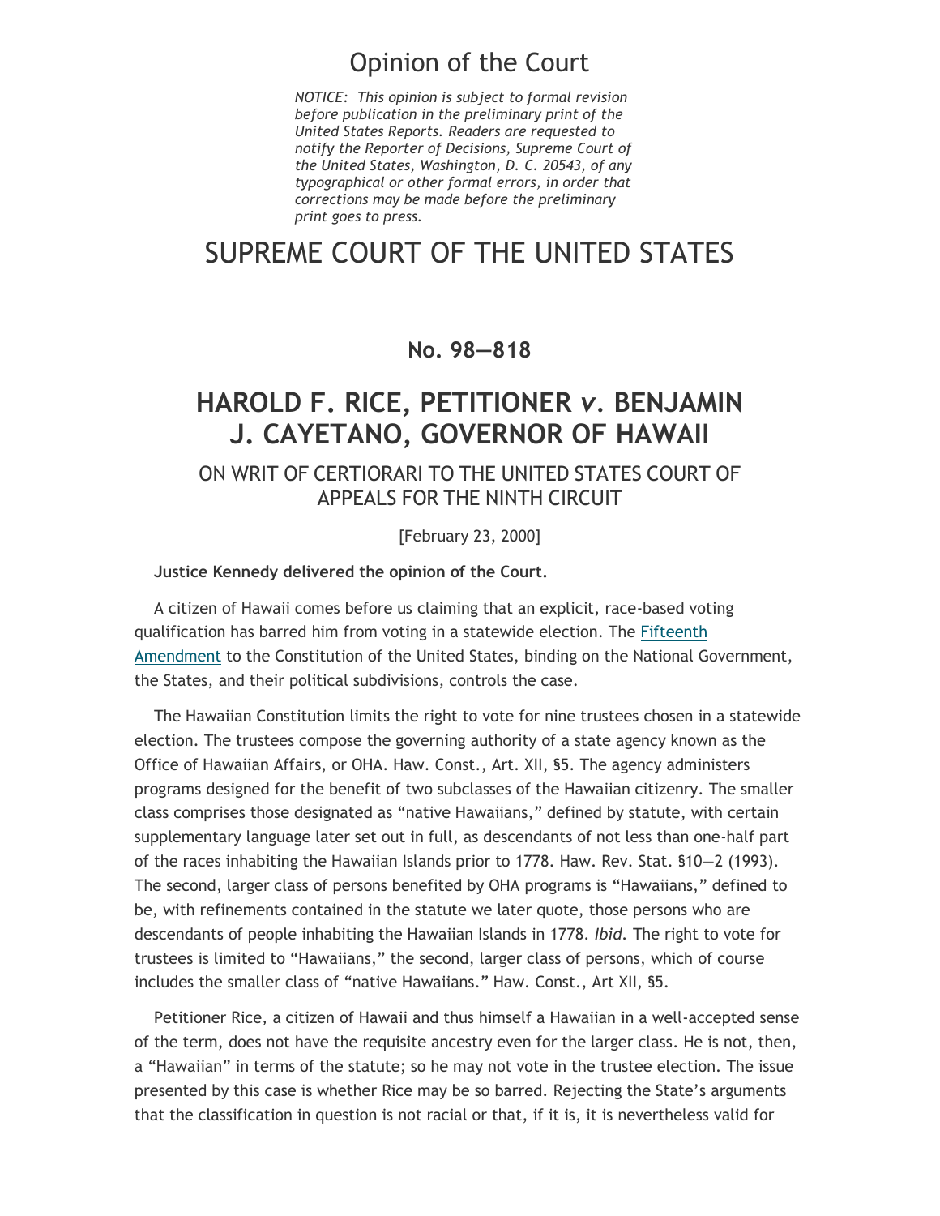# Opinion of the Court

*NOTICE: This opinion is subject to formal revision before publication in the preliminary print of the United States Reports. Readers are requested to notify the Reporter of Decisions, Supreme Court of the United States, Washington, D. C. 20543, of any typographical or other formal errors, in order that corrections may be made before the preliminary print goes to press.*

# SUPREME COURT OF THE UNITED STATES

## No. 98—818

## HAROLD F. RICE, PETITIONER *v*. BENJAMIN J. CAYETANO, GOVERNOR OF HAWAII

### ON WRIT OF CERTIORARI TO THE UNITED STATES COURT OF APPEALS FOR THE NINTH CIRCUIT

[February 23, 2000]

**Justice Kennedy delivered the opinion of the Court.**

A citizen of Hawaii comes before us claiming that an explicit, race-based voting qualification has barred him from voting in a statewide election. The Fifteenth Amendment to the Constitution of the United States, binding on the National Government, the States, and their political subdivisions, controls the case.

The Hawaiian Constitution limits the right to vote for nine trustees chosen in a statewide election. The trustees compose the governing authority of a state agency known as the Office of Hawaiian Affairs, or OHA. Haw. Const., Art. XII, §5. The agency administers programs designed for the benefit of two subclasses of the Hawaiian citizenry. The smaller class comprises those designated as "native Hawaiians," defined by statute, with certain supplementary language later set out in full, as descendants of not less than one-half part of the races inhabiting the Hawaiian Islands prior to 1778. Haw. Rev. Stat. §10—2 (1993). The second, larger class of persons benefited by OHA programs is "Hawaiians," defined to be, with refinements contained in the statute we later quote, those persons who are descendants of people inhabiting the Hawaiian Islands in 1778. *Ibid.* The right to vote for trustees is limited to "Hawaiians," the second, larger class of persons, which of course includes the smaller class of "native Hawaiians." Haw. Const., Art XII, §5.

Petitioner Rice, a citizen of Hawaii and thus himself a Hawaiian in a well-accepted sense of the term, does not have the requisite ancestry even for the larger class. He is not, then, a "Hawaiian" in terms of the statute; so he may not vote in the trustee election. The issue presented by this case is whether Rice may be so barred. Rejecting the State's arguments that the classification in question is not racial or that, if it is, it is nevertheless valid for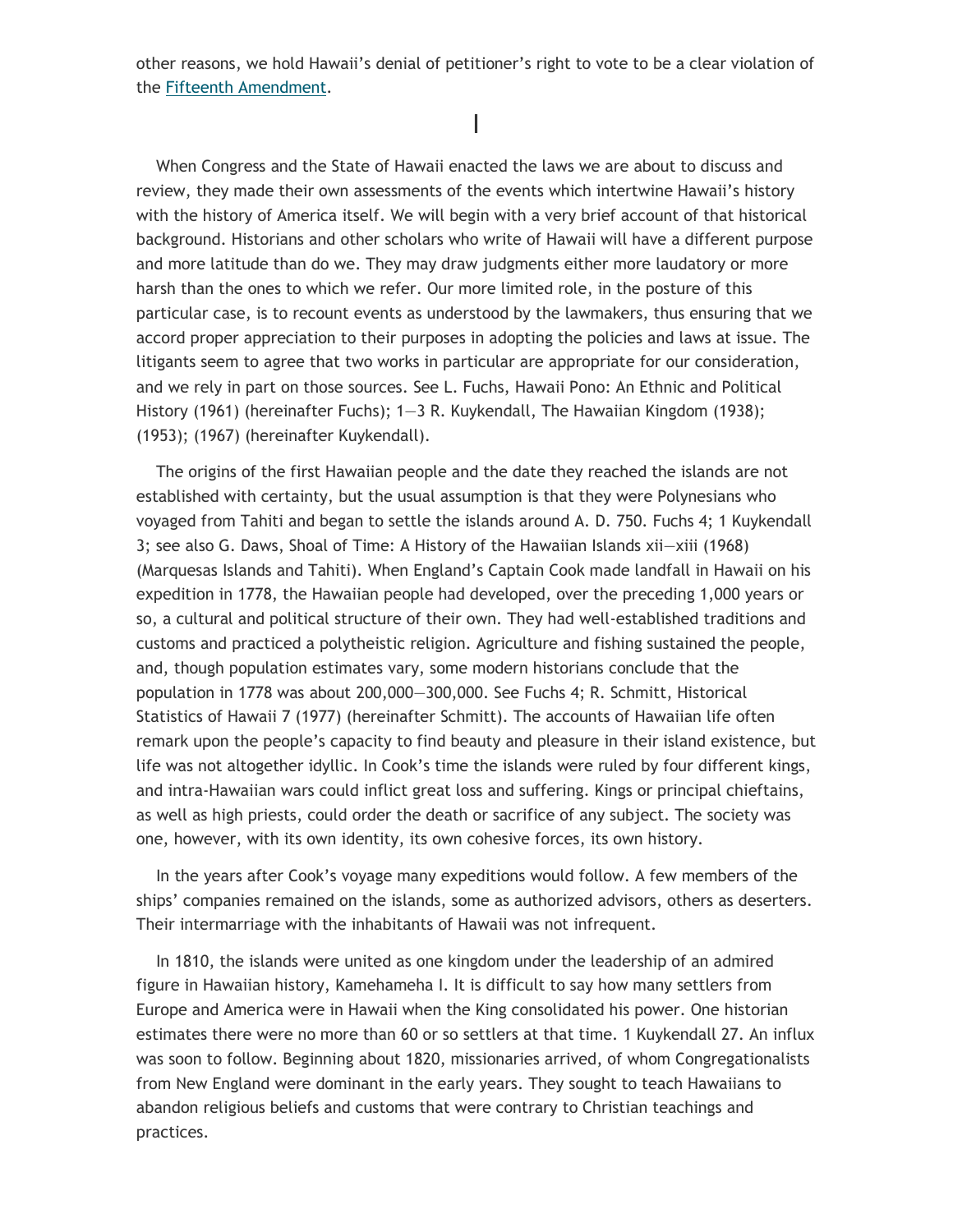other reasons, we hold Hawaii's denial of petitioner's right to vote to be a clear violation of the Fifteenth Amendment.

## I

When Congress and the State of Hawaii enacted the laws we are about to discuss and review, they made their own assessments of the events which intertwine Hawaii's history with the history of America itself. We will begin with a very brief account of that historical background. Historians and other scholars who write of Hawaii will have a different purpose and more latitude than do we. They may draw judgments either more laudatory or more harsh than the ones to which we refer. Our more limited role, in the posture of this particular case, is to recount events as understood by the lawmakers, thus ensuring that we accord proper appreciation to their purposes in adopting the policies and laws at issue. The litigants seem to agree that two works in particular are appropriate for our consideration, and we rely in part on those sources. See L. Fuchs, Hawaii Pono: An Ethnic and Political History (1961) (hereinafter Fuchs); 1—3 R. Kuykendall, The Hawaiian Kingdom (1938); (1953); (1967) (hereinafter Kuykendall).

The origins of the first Hawaiian people and the date they reached the islands are not established with certainty, but the usual assumption is that they were Polynesians who voyaged from Tahiti and began to settle the islands around A. D. 750. Fuchs 4; 1 Kuykendall 3; see also G. Daws, Shoal of Time: A History of the Hawaiian Islands xii—xiii (1968) (Marquesas Islands and Tahiti). When England's Captain Cook made landfall in Hawaii on his expedition in 1778, the Hawaiian people had developed, over the preceding 1,000 years or so, a cultural and political structure of their own. They had well-established traditions and customs and practiced a polytheistic religion. Agriculture and fishing sustained the people, and, though population estimates vary, some modern historians conclude that the population in 1778 was about 200,000—300,000. See Fuchs 4; R. Schmitt, Historical Statistics of Hawaii 7 (1977) (hereinafter Schmitt). The accounts of Hawaiian life often remark upon the people's capacity to find beauty and pleasure in their island existence, but life was not altogether idyllic. In Cook's time the islands were ruled by four different kings, and intra-Hawaiian wars could inflict great loss and suffering. Kings or principal chieftains, as well as high priests, could order the death or sacrifice of any subject. The society was one, however, with its own identity, its own cohesive forces, its own history.

In the years after Cook's voyage many expeditions would follow. A few members of the ships' companies remained on the islands, some as authorized advisors, others as deserters. Their intermarriage with the inhabitants of Hawaii was not infrequent.

In 1810, the islands were united as one kingdom under the leadership of an admired figure in Hawaiian history, Kamehameha I. It is difficult to say how many settlers from Europe and America were in Hawaii when the King consolidated his power. One historian estimates there were no more than 60 or so settlers at that time. 1 Kuykendall 27. An influx was soon to follow. Beginning about 1820, missionaries arrived, of whom Congregationalists from New England were dominant in the early years. They sought to teach Hawaiians to abandon religious beliefs and customs that were contrary to Christian teachings and practices.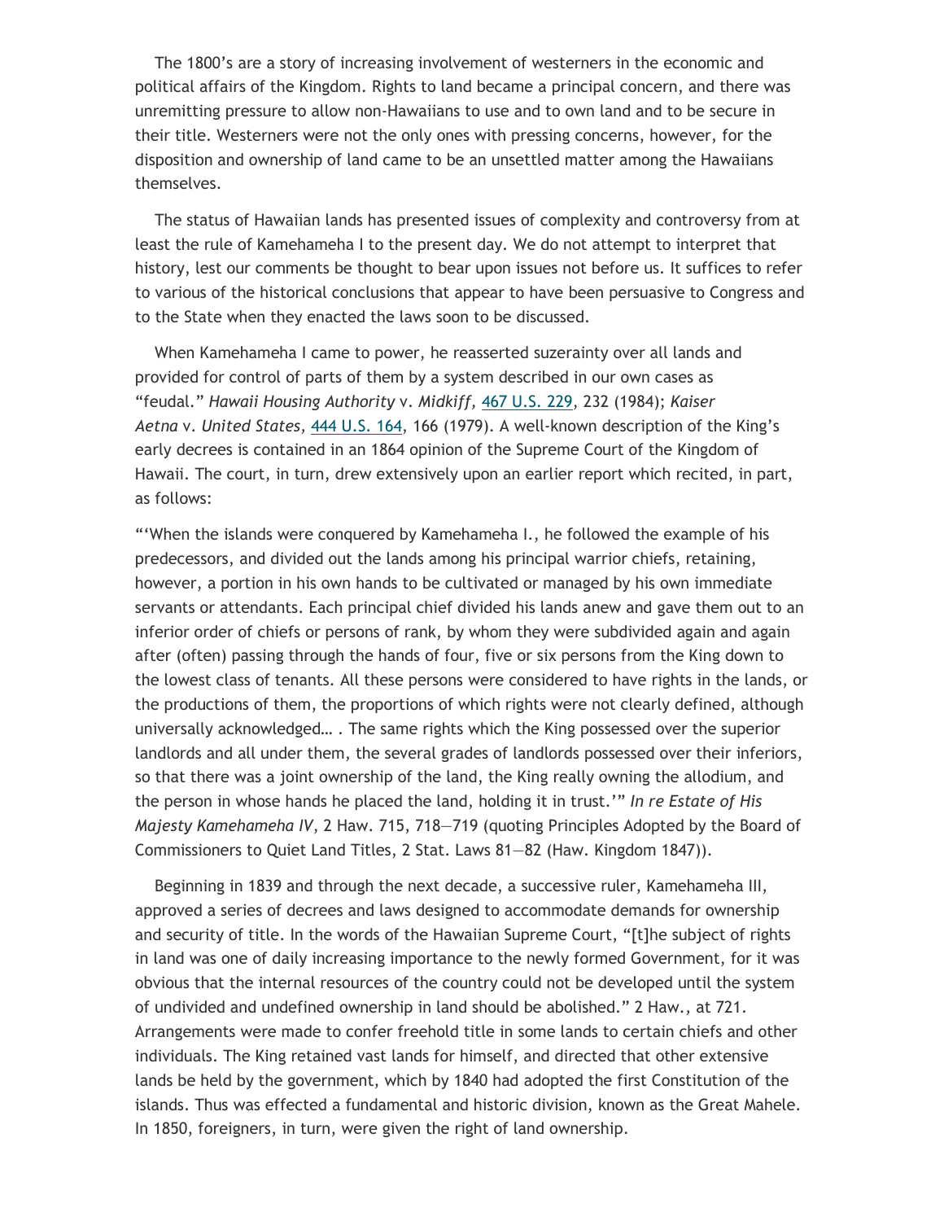The 1800's are a story of increasing involvement of westerners in the economic and political affairs of the Kingdom. Rights to land became a principal concern, and there was unremitting pressure to allow non-Hawaiians to use and to own land and to be secure in their title. Westerners were not the only ones with pressing concerns, however, for the disposition and ownership of land came to be an unsettled matter among the Hawaiians themselves.

The status of Hawaiian lands has presented issues of complexity and controversy from at least the rule of Kamehameha I to the present day. We do not attempt to interpret that history, lest our comments be thought to bear upon issues not before us. It suffices to refer to various of the historical conclusions that appear to have been persuasive to Congress and to the State when they enacted the laws soon to be discussed.

When Kamehameha I came to power, he reasserted suzerainty over all lands and provided for control of parts of them by a system described in our own cases as "feudal." *Hawaii Housing Authority* v. *Midkiff*, [467 U.S. 229](467 U.S. 229), 232 (1984); *Kaiser Aetna* v. *United States*, [444 U.S. 164](444 U.S. 164), 166 (1979). A well-known description of the King's early decrees is contained in an 1864 opinion of the Supreme Court of the Kingdom of Hawaii. The court, in turn, drew extensively upon an earlier report which recited, in part, as follows:

"'When the islands were conquered by Kamehameha I., he followed the example of his predecessors, and divided out the lands among his principal warrior chiefs, retaining, however, a portion in his own hands to be cultivated or managed by his own immediate servants or attendants. Each principal chief divided his lands anew and gave them out to an inferior order of chiefs or persons of rank, by whom they were subdivided again and again after (often) passing through the hands of four, five or six persons from the King down to the lowest class of tenants. All these persons were considered to have rights in the lands, or the productions of them, the proportions of which rights were not clearly defined, although universally acknowledged… . The same rights which the King possessed over the superior landlords and all under them, the several grades of landlords possessed over their inferiors, so that there was a joint ownership of the land, the King really owning the allodium, and the person in whose hands he placed the land, holding it in trust.'" *In re Estate of His Majesty Kamehameha IV*, 2 Haw. 715, 718—719 (quoting Principles Adopted by the Board of Commissioners to Quiet Land Titles, 2 Stat. Laws 81—82 (Haw. Kingdom 1847)).

Beginning in 1839 and through the next decade, a successive ruler, Kamehameha III, approved a series of decrees and laws designed to accommodate demands for ownership and security of title. In the words of the Hawaiian Supreme Court, "[t]he subject of rights in land was one of daily increasing importance to the newly formed Government, for it was obvious that the internal resources of the country could not be developed until the system of undivided and undefined ownership in land should be abolished." 2 Haw., at 721. Arrangements were made to confer freehold title in some lands to certain chiefs and other individuals. The King retained vast lands for himself, and directed that other extensive lands be held by the government, which by 1840 had adopted the first Constitution of the islands. Thus was effected a fundamental and historic division, known as the Great Mahele. In 1850, foreigners, in turn, were given the right of land ownership.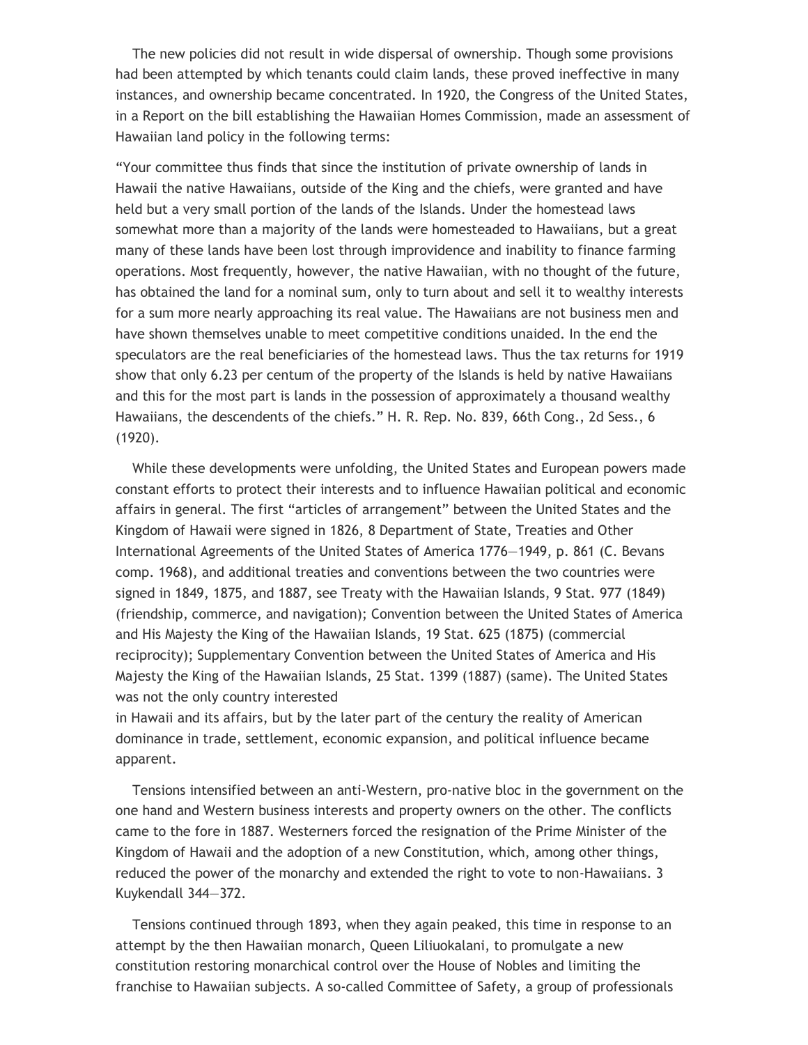The new policies did not result in wide dispersal of ownership. Though some provisions had been attempted by which tenants could claim lands, these proved ineffective in many instances, and ownership became concentrated. In 1920, the Congress of the United States, in a Report on the bill establishing the Hawaiian Homes Commission, made an assessment of Hawaiian land policy in the following terms:

"Your committee thus finds that since the institution of private ownership of lands in Hawaii the native Hawaiians, outside of the King and the chiefs, were granted and have held but a very small portion of the lands of the Islands. Under the homestead laws somewhat more than a majority of the lands were homesteaded to Hawaiians, but a great many of these lands have been lost through improvidence and inability to finance farming operations. Most frequently, however, the native Hawaiian, with no thought of the future, has obtained the land for a nominal sum, only to turn about and sell it to wealthy interests for a sum more nearly approaching its real value. The Hawaiians are not business men and have shown themselves unable to meet competitive conditions unaided. In the end the speculators are the real beneficiaries of the homestead laws. Thus the tax returns for 1919 show that only 6.23 per centum of the property of the Islands is held by native Hawaiians and this for the most part is lands in the possession of approximately a thousand wealthy Hawaiians, the descendents of the chiefs." H. R. Rep. No. 839, 66th Cong., 2d Sess., 6 (1920).

While these developments were unfolding, the United States and European powers made constant efforts to protect their interests and to influence Hawaiian political and economic affairs in general. The first "articles of arrangement" between the United States and the Kingdom of Hawaii were signed in 1826, 8 Department of State, Treaties and Other International Agreements of the United States of America 1776—1949, p. 861 (C. Bevans comp. 1968), and additional treaties and conventions between the two countries were signed in 1849, 1875, and 1887, see Treaty with the Hawaiian Islands, 9 Stat. 977 (1849) (friendship, commerce, and navigation); Convention between the United States of America and His Majesty the King of the Hawaiian Islands, 19 Stat. 625 (1875) (commercial reciprocity); Supplementary Convention between the United States of America and His Majesty the King of the Hawaiian Islands, 25 Stat. 1399 (1887) (same). The United States was not the only country interested in Hawaii and its affairs, but by the later part of the century the reality of American dominance in trade, settlement, economic expansion, and political influence became apparent.

Tensions intensified between an anti-Western, pro-native bloc in the government on the one hand and Western business interests and property owners on the other. The conflicts came to the fore in 1887. Westerners forced the resignation of the Prime Minister of the Kingdom of Hawaii and the adoption of a new Constitution, which, among other things, reduced the power of the monarchy and extended the right to vote to non-Hawaiians. 3 Kuykendall 344—372.

Tensions continued through 1893, when they again peaked, this time in response to an attempt by the then Hawaiian monarch, Queen Liliuokalani, to promulgate a new constitution restoring monarchical control over the House of Nobles and limiting the franchise to Hawaiian subjects. A so-called Committee of Safety, a group of professionals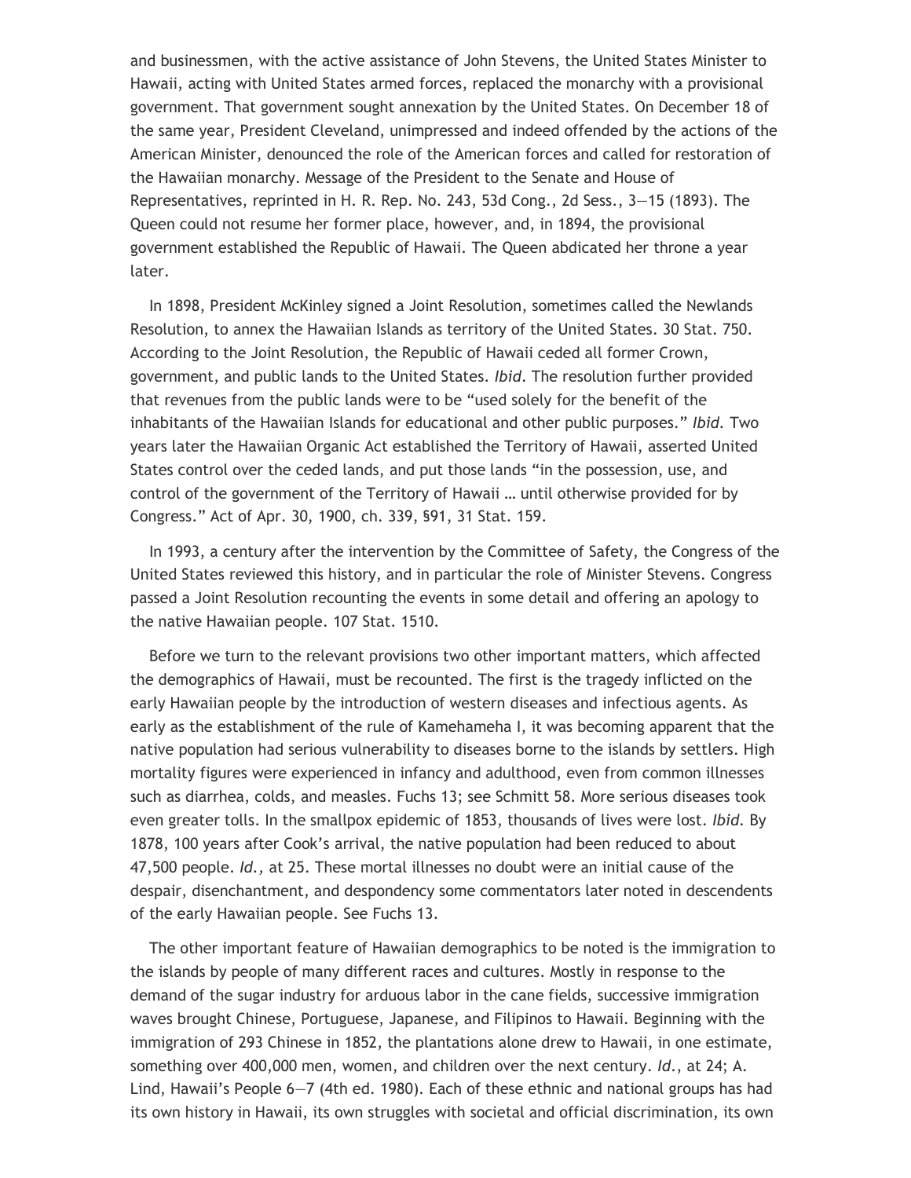and businessmen, with the active assistance of John Stevens, the United States Minister to Hawaii, acting with United States armed forces, replaced the monarchy with a provisional government. That government sought annexation by the United States. On December 18 of the same year, President Cleveland, unimpressed and indeed offended by the actions of the American Minister, denounced the role of the American forces and called for restoration of the Hawaiian monarchy. Message of the President to the Senate and House of Representatives, reprinted in H. R. Rep. No. 243, 53d Cong., 2d Sess., 3—15 (1893). The Queen could not resume her former place, however, and, in 1894, the provisional government established the Republic of Hawaii. The Queen abdicated her throne a year later.

In 1898, President McKinley signed a Joint Resolution, sometimes called the Newlands Resolution, to annex the Hawaiian Islands as territory of the United States. 30 Stat. 750. According to the Joint Resolution, the Republic of Hawaii ceded all former Crown, government, and public lands to the United States. *Ibid.* The resolution further provided that revenues from the public lands were to be "used solely for the benefit of the inhabitants of the Hawaiian Islands for educational and other public purposes." *Ibid.* Two years later the Hawaiian Organic Act established the Territory of Hawaii, asserted United States control over the ceded lands, and put those lands "in the possession, use, and control of the government of the Territory of Hawaii … until otherwise provided for by Congress." Act of Apr. 30, 1900, ch. 339, §91, 31 Stat. 159.

In 1993, a century after the intervention by the Committee of Safety, the Congress of the United States reviewed this history, and in particular the role of Minister Stevens. Congress passed a Joint Resolution recounting the events in some detail and offering an apology to the native Hawaiian people. 107 Stat. 1510.

Before we turn to the relevant provisions two other important matters, which affected the demographics of Hawaii, must be recounted. The first is the tragedy inflicted on the early Hawaiian people by the introduction of western diseases and infectious agents. As early as the establishment of the rule of Kamehameha I, it was becoming apparent that the native population had serious vulnerability to diseases borne to the islands by settlers. High mortality figures were experienced in infancy and adulthood, even from common illnesses such as diarrhea, colds, and measles. Fuchs 13; see Schmitt 58. More serious diseases took even greater tolls. In the smallpox epidemic of 1853, thousands of lives were lost. *Ibid.* By 1878, 100 years after Cook's arrival, the native population had been reduced to about 47,500 people. *Id.,* at 25. These mortal illnesses no doubt were an initial cause of the despair, disenchantment, and despondency some commentators later noted in descendents of the early Hawaiian people. See Fuchs 13.

The other important feature of Hawaiian demographics to be noted is the immigration to the islands by people of many different races and cultures. Mostly in response to the demand of the sugar industry for arduous labor in the cane fields, successive immigration waves brought Chinese, Portuguese, Japanese, and Filipinos to Hawaii. Beginning with the immigration of 293 Chinese in 1852, the plantations alone drew to Hawaii, in one estimate, something over 400,000 men, women, and children over the next century. *Id.*, at 24; A. Lind, Hawaii's People 6—7 (4th ed. 1980). Each of these ethnic and national groups has had its own history in Hawaii, its own struggles with societal and official discrimination, its own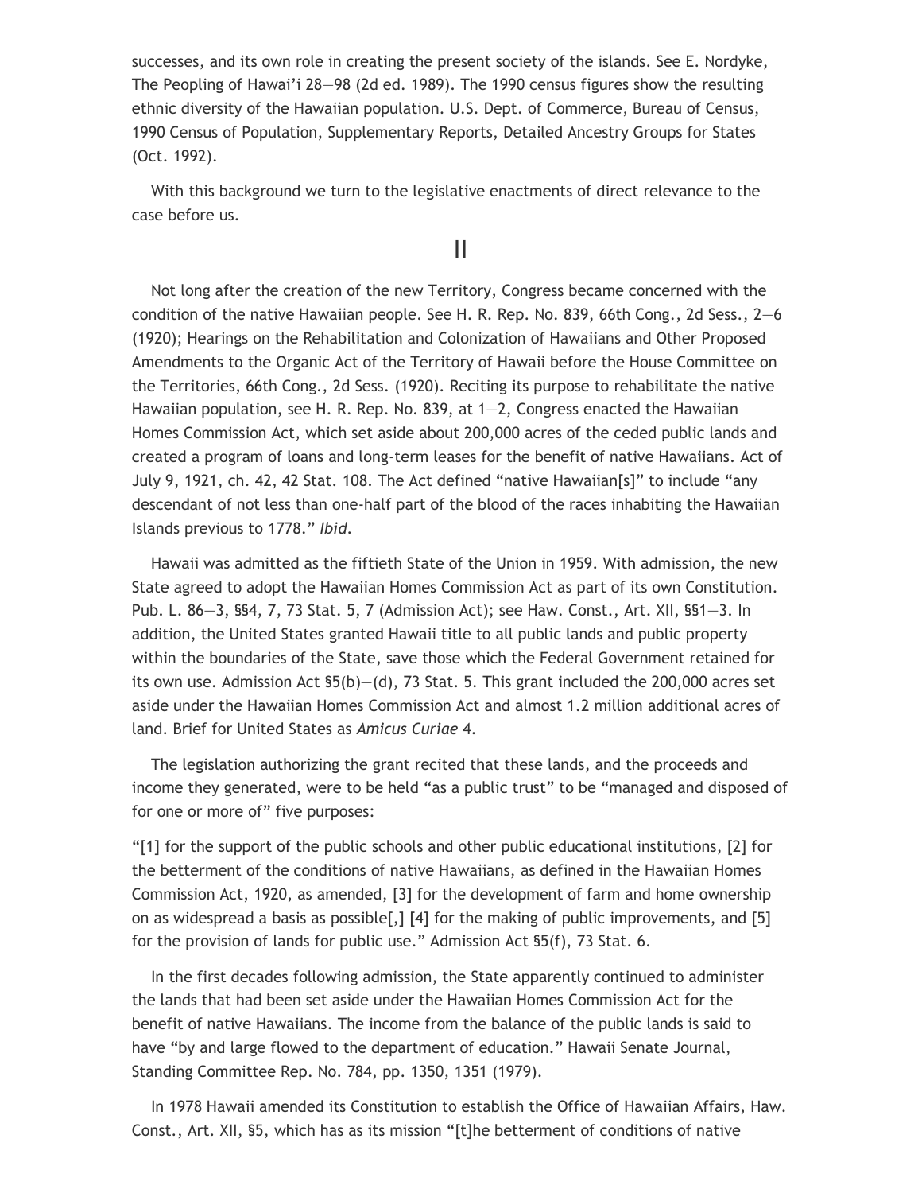successes, and its own role in creating the present society of the islands. See E. Nordyke, The Peopling of Hawai'i 28—98 (2d ed. 1989). The 1990 census figures show the resulting ethnic diversity of the Hawaiian population. U.S. Dept. of Commerce, Bureau of Census, 1990 Census of Population, Supplementary Reports, Detailed Ancestry Groups for States (Oct. 1992).

With this background we turn to the legislative enactments of direct relevance to the case before us.

## II

Not long after the creation of the new Territory, Congress became concerned with the condition of the native Hawaiian people. See H. R. Rep. No. 839, 66th Cong., 2d Sess., 2—6 (1920); Hearings on the Rehabilitation and Colonization of Hawaiians and Other Proposed Amendments to the Organic Act of the Territory of Hawaii before the House Committee on the Territories, 66th Cong., 2d Sess. (1920). Reciting its purpose to rehabilitate the native Hawaiian population, see H. R. Rep. No. 839, at 1—2, Congress enacted the Hawaiian Homes Commission Act, which set aside about 200,000 acres of the ceded public lands and created a program of loans and long-term leases for the benefit of native Hawaiians. Act of July 9, 1921, ch. 42, 42 Stat. 108. The Act defined "native Hawaiian[s]" to include "any descendant of not less than one-half part of the blood of the races inhabiting the Hawaiian Islands previous to 1778." *Ibid.*

Hawaii was admitted as the fiftieth State of the Union in 1959. With admission, the new State agreed to adopt the Hawaiian Homes Commission Act as part of its own Constitution. Pub. L. 86—3, §§4, 7, 73 Stat. 5, 7 (Admission Act); see Haw. Const., Art. XII, §§1—3. In addition, the United States granted Hawaii title to all public lands and public property within the boundaries of the State, save those which the Federal Government retained for its own use. Admission Act §5(b)—(d), 73 Stat. 5. This grant included the 200,000 acres set aside under the Hawaiian Homes Commission Act and almost 1.2 million additional acres of land. Brief for United States as *Amicus Curiae* 4.

The legislation authorizing the grant recited that these lands, and the proceeds and income they generated, were to be held "as a public trust" to be "managed and disposed of for one or more of" five purposes:

"[1] for the support of the public schools and other public educational institutions, [2] for the betterment of the conditions of native Hawaiians, as defined in the Hawaiian Homes Commission Act, 1920, as amended, [3] for the development of farm and home ownership on as widespread a basis as possible[,] [4] for the making of public improvements, and [5] for the provision of lands for public use." Admission Act §5(f), 73 Stat. 6.

In the first decades following admission, the State apparently continued to administer the lands that had been set aside under the Hawaiian Homes Commission Act for the benefit of native Hawaiians. The income from the balance of the public lands is said to have "by and large flowed to the department of education." Hawaii Senate Journal, Standing Committee Rep. No. 784, pp. 1350, 1351 (1979).

In 1978 Hawaii amended its Constitution to establish the Office of Hawaiian Affairs, Haw. Const., Art. XII, §5, which has as its mission "[t]he betterment of conditions of native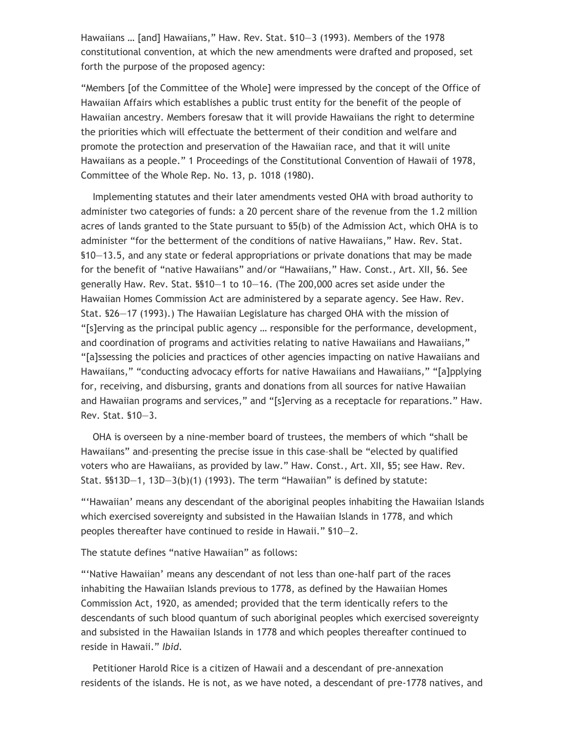Hawaiians … [and] Hawaiians," Haw. Rev. Stat. §10—3 (1993). Members of the 1978 constitutional convention, at which the new amendments were drafted and proposed, set forth the purpose of the proposed agency:

"Members [of the Committee of the Whole] were impressed by the concept of the Office of Hawaiian Affairs which establishes a public trust entity for the benefit of the people of Hawaiian ancestry. Members foresaw that it will provide Hawaiians the right to determine the priorities which will effectuate the betterment of their condition and welfare and promote the protection and preservation of the Hawaiian race, and that it will unite Hawaiians as a people." 1 Proceedings of the Constitutional Convention of Hawaii of 1978, Committee of the Whole Rep. No. 13, p. 1018 (1980).

Implementing statutes and their later amendments vested OHA with broad authority to administer two categories of funds: a 20 percent share of the revenue from the 1.2 million acres of lands granted to the State pursuant to §5(b) of the Admission Act, which OHA is to administer "for the betterment of the conditions of native Hawaiians," Haw. Rev. Stat. §10—13.5, and any state or federal appropriations or private donations that may be made for the benefit of "native Hawaiians" and/or "Hawaiians," Haw. Const., Art. XII, §6. See generally Haw. Rev. Stat. §§10—1 to 10—16. (The 200,000 acres set aside under the Hawaiian Homes Commission Act are administered by a separate agency. See Haw. Rev. Stat. §26—17 (1993).) The Hawaiian Legislature has charged OHA with the mission of "[s]erving as the principal public agency … responsible for the performance, development, and coordination of programs and activities relating to native Hawaiians and Hawaiians," "[a]ssessing the policies and practices of other agencies impacting on native Hawaiians and Hawaiians," "conducting advocacy efforts for native Hawaiians and Hawaiians," "[a]pplying for, receiving, and disbursing, grants and donations from all sources for native Hawaiian and Hawaiian programs and services," and "[s]erving as a receptacle for reparations." Haw. Rev. Stat. §10—3.

OHA is overseen by a nine-member board of trustees, the members of which "shall be Hawaiians" and–presenting the precise issue in this case–shall be "elected by qualified voters who are Hawaiians, as provided by law." Haw. Const., Art. XII, §5; see Haw. Rev. Stat. §§13D—1, 13D—3(b)(1) (1993). The term "Hawaiian" is defined by statute:

"'Hawaiian' means any descendant of the aboriginal peoples inhabiting the Hawaiian Islands which exercised sovereignty and subsisted in the Hawaiian Islands in 1778, and which peoples thereafter have continued to reside in Hawaii." §10—2.

The statute defines "native Hawaiian" as follows:

"'Native Hawaiian' means any descendant of not less than one-half part of the races inhabiting the Hawaiian Islands previous to 1778, as defined by the Hawaiian Homes Commission Act, 1920, as amended; provided that the term identically refers to the descendants of such blood quantum of such aboriginal peoples which exercised sovereignty and subsisted in the Hawaiian Islands in 1778 and which peoples thereafter continued to reside in Hawaii." *Ibid.*

Petitioner Harold Rice is a citizen of Hawaii and a descendant of pre-annexation residents of the islands. He is not, as we have noted, a descendant of pre-1778 natives, and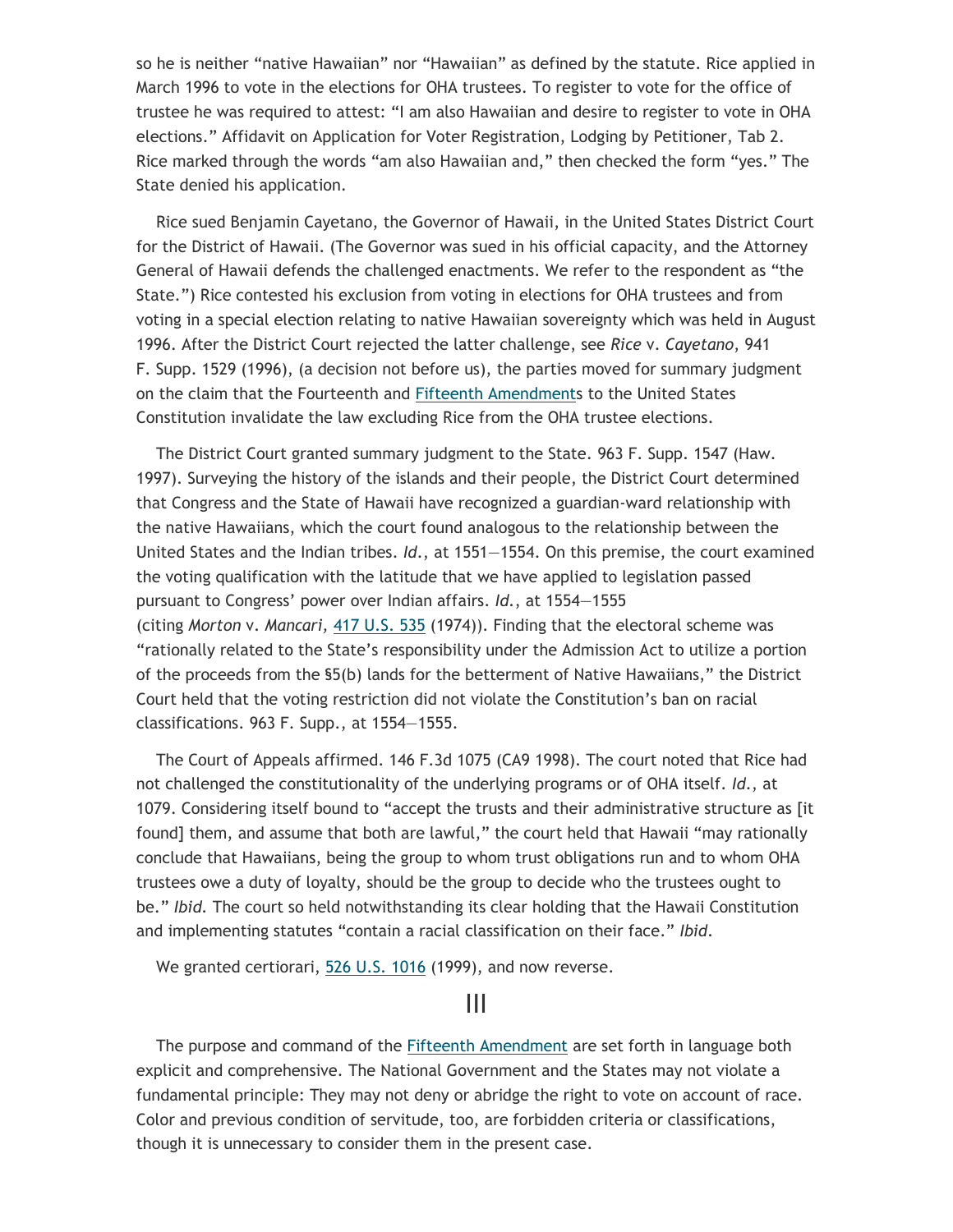so he is neither "native Hawaiian" nor "Hawaiian" as defined by the statute. Rice applied in March 1996 to vote in the elections for OHA trustees. To register to vote for the office of trustee he was required to attest: "I am also Hawaiian and desire to register to vote in OHA elections." Affidavit on Application for Voter Registration, Lodging by Petitioner, Tab 2. Rice marked through the words "am also Hawaiian and," then checked the form "yes." The State denied his application.

Rice sued Benjamin Cayetano, the Governor of Hawaii, in the United States District Court for the District of Hawaii. (The Governor was sued in his official capacity, and the Attorney General of Hawaii defends the challenged enactments. We refer to the respondent as "the State.") Rice contested his exclusion from voting in elections for OHA trustees and from voting in a special election relating to native Hawaiian sovereignty which was held in August 1996. After the District Court rejected the latter challenge, see *Rice* v. *Cayetano*, 941 F. Supp. 1529 (1996), (a decision not before us), the parties moved for summary judgment on the claim that the Fourteenth and Fifteenth Amendments to the United States Constitution invalidate the law excluding Rice from the OHA trustee elections.

The District Court granted summary judgment to the State. 963 F. Supp. 1547 (Haw. 1997). Surveying the history of the islands and their people, the District Court determined that Congress and the State of Hawaii have recognized a guardian-ward relationship with the native Hawaiians, which the court found analogous to the relationship between the United States and the Indian tribes. *Id.*, at 1551—1554. On this premise, the court examined the voting qualification with the latitude that we have applied to legislation passed pursuant to Congress' power over Indian affairs. *Id.*, at 1554—1555 (citing *Morton* v. *Mancari,* 417 U.S. 535 (1974)). Finding that the electoral scheme was "rationally related to the State's responsibility under the Admission Act to utilize a portion of the proceeds from the §5(b) lands for the betterment of Native Hawaiians," the District Court held that the voting restriction did not violate the Constitution's ban on racial classifications. 963 F. Supp., at 1554—1555.

The Court of Appeals affirmed. 146 F.3d 1075 (CA9 1998). The court noted that Rice had not challenged the constitutionality of the underlying programs or of OHA itself. *Id.*, at 1079. Considering itself bound to "accept the trusts and their administrative structure as [it found] them, and assume that both are lawful," the court held that Hawaii "may rationally conclude that Hawaiians, being the group to whom trust obligations run and to whom OHA trustees owe a duty of loyalty, should be the group to decide who the trustees ought to be." *Ibid.* The court so held notwithstanding its clear holding that the Hawaii Constitution and implementing statutes "contain a racial classification on their face." *Ibid.*

We granted certiorari, 526 U.S. 1016 (1999), and now reverse.

## III

The purpose and command of the Fifteenth Amendment are set forth in language both explicit and comprehensive. The National Government and the States may not violate a fundamental principle: They may not deny or abridge the right to vote on account of race. Color and previous condition of servitude, too, are forbidden criteria or classifications, though it is unnecessary to consider them in the present case.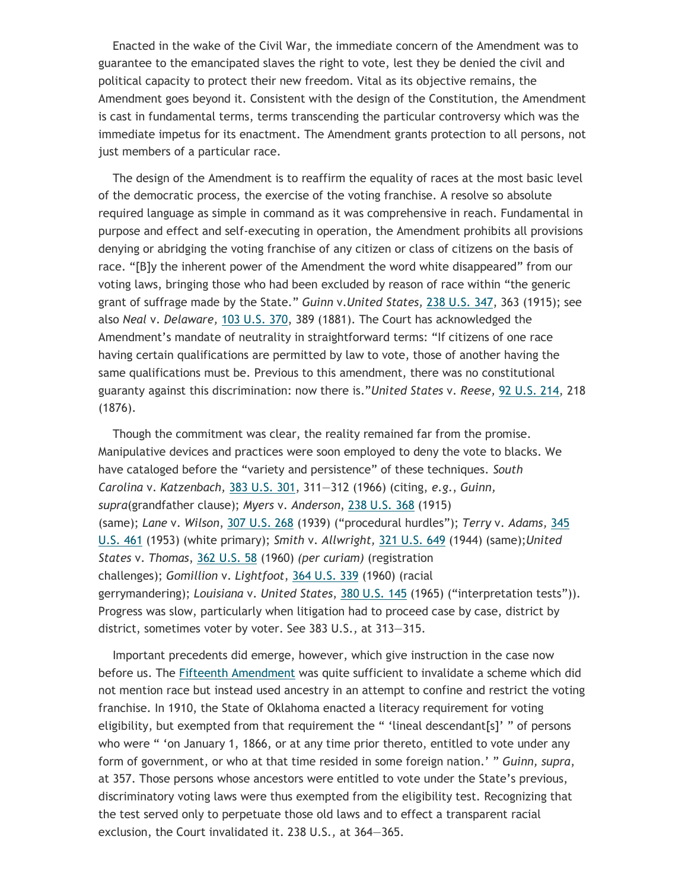Enacted in the wake of the Civil War, the immediate concern of the Amendment was to guarantee to the emancipated slaves the right to vote, lest they be denied the civil and political capacity to protect their new freedom. Vital as its objective remains, the Amendment goes beyond it. Consistent with the design of the Constitution, the Amendment is cast in fundamental terms, terms transcending the particular controversy which was the immediate impetus for its enactment. The Amendment grants protection to all persons, not just members of a particular race.

The design of the Amendment is to reaffirm the equality of races at the most basic level of the democratic process, the exercise of the voting franchise. A resolve so absolute required language as simple in command as it was comprehensive in reach. Fundamental in purpose and effect and self-executing in operation, the Amendment prohibits all provisions denying or abridging the voting franchise of any citizen or class of citizens on the basis of race. "[B]y the inherent power of the Amendment the word white disappeared" from our voting laws, bringing those who had been excluded by reason of race within "the generic grant of suffrage made by the State." *Guinn* v.*United States,* 238 U.S. 347, 363 (1915); see also *Neal* v. *Delaware,* 103 U.S. 370, 389 (1881). The Court has acknowledged the Amendment's mandate of neutrality in straightforward terms: "If citizens of one race having certain qualifications are permitted by law to vote, those of another having the same qualifications must be. Previous to this amendment, there was no constitutional guaranty against this discrimination: now there is."*United States* v. *Reese,* 92 U.S. 214, 218 (1876).

Though the commitment was clear, the reality remained far from the promise. Manipulative devices and practices were soon employed to deny the vote to blacks. We have cataloged before the "variety and persistence" of these techniques. *South Carolina* v. *Katzenbach,* 383 U.S. 301, 311—312 (1966) (citing, *e.g.*, *Guinn, supra*(grandfather clause); *Myers* v. *Anderson*, 238 U.S. 368 (1915) (same); *Lane* v. *Wilson*, 307 U.S. 268 (1939) ("procedural hurdles"); *Terry* v. *Adams,* 345 U.S. 461 (1953) (white primary); *Smith* v. *Allwright,* 321 U.S. 649 (1944) (same);*United States* v. *Thomas*, 362 U.S. 58 (1960) *(per curiam)* (registration challenges); *Gomillion* v. *Lightfoot*, 364 U.S. 339 (1960) (racial gerrymandering); *Louisiana* v. *United States*, 380 U.S. 145 (1965) ("interpretation tests")). Progress was slow, particularly when litigation had to proceed case by case, district by district, sometimes voter by voter. See 383 U.S., at 313—315.

Important precedents did emerge, however, which give instruction in the case now before us. The Fifteenth Amendment was quite sufficient to invalidate a scheme which did not mention race but instead used ancestry in an attempt to confine and restrict the voting franchise. In 1910, the State of Oklahoma enacted a literacy requirement for voting eligibility, but exempted from that requirement the " 'lineal descendant[s]' " of persons who were " 'on January 1, 1866, or at any time prior thereto, entitled to vote under any form of government, or who at that time resided in some foreign nation.' " *Guinn, supra*, at 357. Those persons whose ancestors were entitled to vote under the State's previous, discriminatory voting laws were thus exempted from the eligibility test. Recognizing that the test served only to perpetuate those old laws and to effect a transparent racial exclusion, the Court invalidated it. 238 U.S., at 364—365.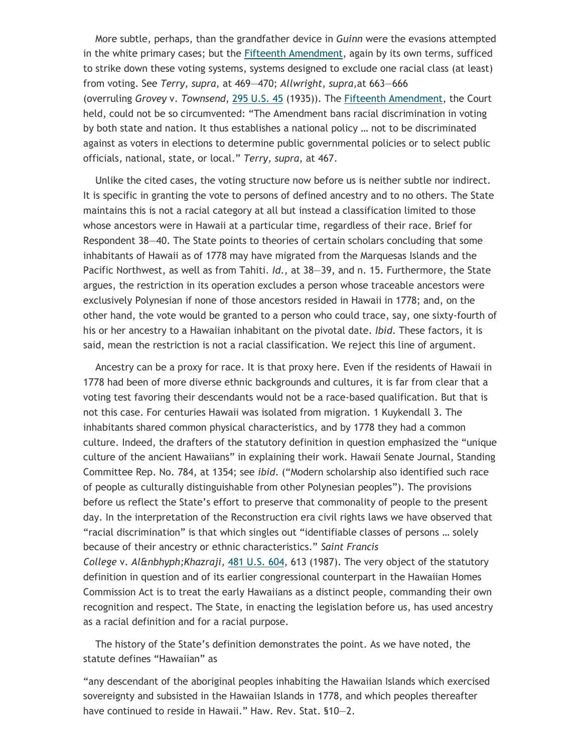More subtle, perhaps, than the grandfather device in *Guinn* were the evasions attempted in the white primary cases; but the Fifteenth Amendment, again by its own terms, sufficed to strike down these voting systems, systems designed to exclude one racial class (at least) from voting. See *Terry, supra,* at 469—470; *Allwright, supra,*at 663—666 (overruling *Grovey* v. *Townsend*, 295 U.S. 45 (1935)). The Fifteenth Amendment, the Court held, could not be so circumvented: "The Amendment bans racial discrimination in voting by both state and nation. It thus establishes a national policy … not to be discriminated against as voters in elections to determine public governmental policies or to select public officials, national, state, or local." *Terry, supra,* at 467.

Unlike the cited cases, the voting structure now before us is neither subtle nor indirect. It is specific in granting the vote to persons of defined ancestry and to no others. The State maintains this is not a racial category at all but instead a classification limited to those whose ancestors were in Hawaii at a particular time, regardless of their race. Brief for Respondent 38—40. The State points to theories of certain scholars concluding that some inhabitants of Hawaii as of 1778 may have migrated from the Marquesas Islands and the Pacific Northwest, as well as from Tahiti. *Id.*, at 38—39, and n. 15. Furthermore, the State argues, the restriction in its operation excludes a person whose traceable ancestors were exclusively Polynesian if none of those ancestors resided in Hawaii in 1778; and, on the other hand, the vote would be granted to a person who could trace, say, one sixty-fourth of his or her ancestry to a Hawaiian inhabitant on the pivotal date. *Ibid.* These factors, it is said, mean the restriction is not a racial classification. We reject this line of argument.

Ancestry can be a proxy for race. It is that proxy here. Even if the residents of Hawaii in 1778 had been of more diverse ethnic backgrounds and cultures, it is far from clear that a voting test favoring their descendants would not be a race-based qualification. But that is not this case. For centuries Hawaii was isolated from migration. 1 Kuykendall 3. The inhabitants shared common physical characteristics, and by 1778 they had a common culture. Indeed, the drafters of the statutory definition in question emphasized the "unique culture of the ancient Hawaiians" in explaining their work. Hawaii Senate Journal, Standing Committee Rep. No. 784, at 1354; see *ibid.* ("Modern scholarship also identified such race of people as culturally distinguishable from other Polynesian peoples"). The provisions before us reflect the State's effort to preserve that commonality of people to the present day. In the interpretation of the Reconstruction era civil rights laws we have observed that "racial discrimination" is that which singles out "identifiable classes of persons … solely because of their ancestry or ethnic characteristics." *Saint Francis College* v. *Al&nbhyph;Khazraji,* 481 U.S. 604, 613 (1987). The very object of the statutory definition in question and of its earlier congressional counterpart in the Hawaiian Homes Commission Act is to treat the early Hawaiians as a distinct people, commanding their own recognition and respect. The State, in enacting the legislation before us, has used ancestry as a racial definition and for a racial purpose.

The history of the State's definition demonstrates the point. As we have noted, the statute defines "Hawaiian" as

"any descendant of the aboriginal peoples inhabiting the Hawaiian Islands which exercised sovereignty and subsisted in the Hawaiian Islands in 1778, and which peoples thereafter have continued to reside in Hawaii." Haw. Rev. Stat. §10—2.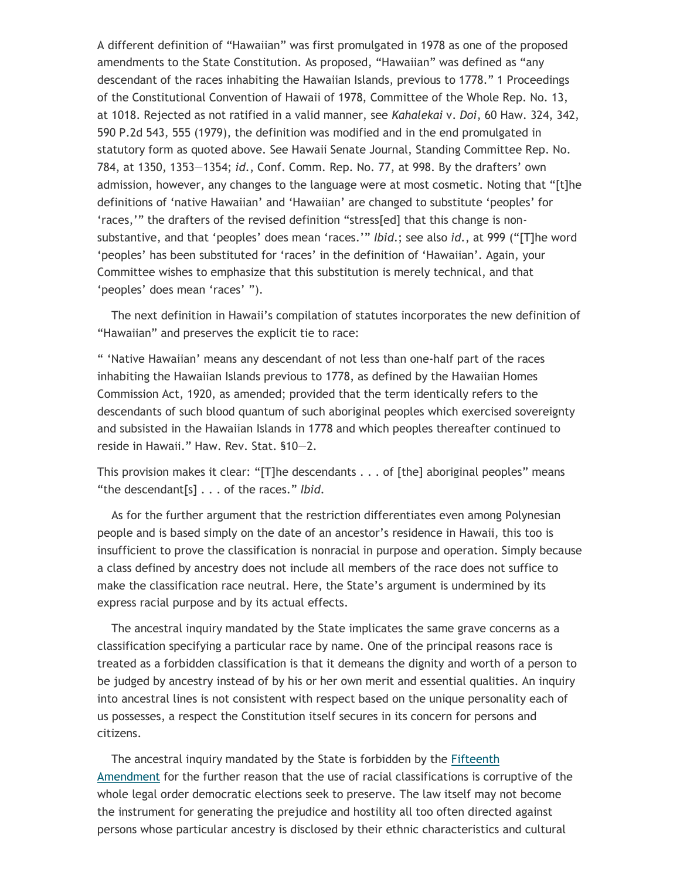A different definition of "Hawaiian" was first promulgated in 1978 as one of the proposed amendments to the State Constitution. As proposed, "Hawaiian" was defined as "any descendant of the races inhabiting the Hawaiian Islands, previous to 1778." 1 Proceedings of the Constitutional Convention of Hawaii of 1978, Committee of the Whole Rep. No. 13, at 1018. Rejected as not ratified in a valid manner, see *Kahalekai* v. *Doi*, 60 Haw. 324, 342, 590 P.2d 543, 555 (1979), the definition was modified and in the end promulgated in statutory form as quoted above. See Hawaii Senate Journal, Standing Committee Rep. No. 784, at 1350, 1353—1354; *id.*, Conf. Comm. Rep. No. 77, at 998. By the drafters' own admission, however, any changes to the language were at most cosmetic. Noting that "[t]he definitions of 'native Hawaiian' and 'Hawaiian' are changed to substitute 'peoples' for 'races,'" the drafters of the revised definition "stress[ed] that this change is non-substantive, and that 'peoples' does mean 'races.'" *Ibid.*; see also *id.*, at 999 ("[T]he word 'peoples' has been substituted for 'races' in the definition of 'Hawaiian'. Again, your Committee wishes to emphasize that this substitution is merely technical, and that 'peoples' does mean 'races' ").

The next definition in Hawaii's compilation of statutes incorporates the new definition of "Hawaiian" and preserves the explicit tie to race:

" 'Native Hawaiian' means any descendant of not less than one-half part of the races inhabiting the Hawaiian Islands previous to 1778, as defined by the Hawaiian Homes Commission Act, 1920, as amended; provided that the term identically refers to the descendants of such blood quantum of such aboriginal peoples which exercised sovereignty and subsisted in the Hawaiian Islands in 1778 and which peoples thereafter continued to reside in Hawaii." Haw. Rev. Stat. §10—2.

This provision makes it clear: "[T]he descendants . . . of [the] aboriginal peoples" means "the descendant[s] . . . of the races." *Ibid.*

As for the further argument that the restriction differentiates even among Polynesian people and is based simply on the date of an ancestor's residence in Hawaii, this too is insufficient to prove the classification is nonracial in purpose and operation. Simply because a class defined by ancestry does not include all members of the race does not suffice to make the classification race neutral. Here, the State's argument is undermined by its express racial purpose and by its actual effects.

The ancestral inquiry mandated by the State implicates the same grave concerns as a classification specifying a particular race by name. One of the principal reasons race is treated as a forbidden classification is that it demeans the dignity and worth of a person to be judged by ancestry instead of by his or her own merit and essential qualities. An inquiry into ancestral lines is not consistent with respect based on the unique personality each of us possesses, a respect the Constitution itself secures in its concern for persons and citizens.

The ancestral inquiry mandated by the State is forbidden by the Fifteenth Amendment for the further reason that the use of racial classifications is corruptive of the whole legal order democratic elections seek to preserve. The law itself may not become the instrument for generating the prejudice and hostility all too often directed against persons whose particular ancestry is disclosed by their ethnic characteristics and cultural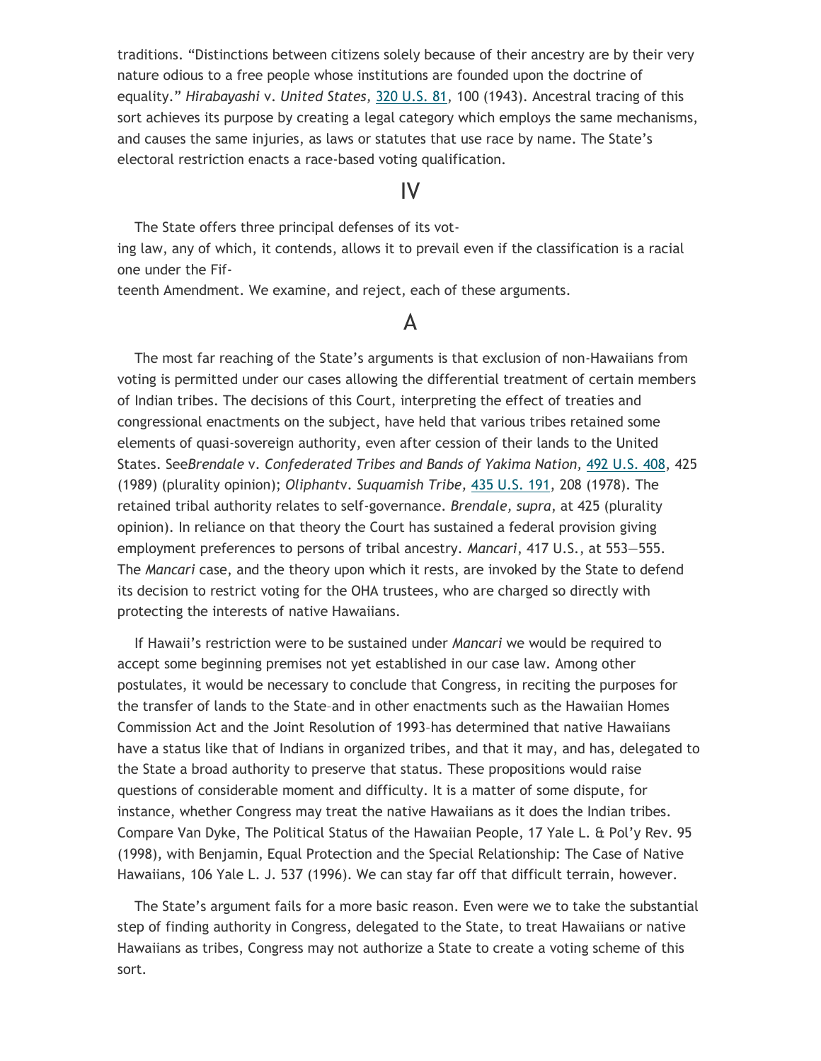traditions. "Distinctions between citizens solely because of their ancestry are by their very nature odious to a free people whose institutions are founded upon the doctrine of equality." *Hirabayashi* v. *United States,* 320 U.S. 81, 100 (1943). Ancestral tracing of this sort achieves its purpose by creating a legal category which employs the same mechanisms, and causes the same injuries, as laws or statutes that use race by name. The State's electoral restriction enacts a race-based voting qualification.

## IV

The State offers three principal defenses of its voting law, any of which, it contends, allows it to prevail even if the classification is a racial one under the Fifteenth Amendment. We examine, and reject, each of these arguments.

### A

The most far reaching of the State's arguments is that exclusion of non-Hawaiians from voting is permitted under our cases allowing the differential treatment of certain members of Indian tribes. The decisions of this Court, interpreting the effect of treaties and congressional enactments on the subject, have held that various tribes retained some elements of quasi-sovereign authority, even after cession of their lands to the United States. See*Brendale* v. *Confederated Tribes and Bands of Yakima Nation,* 492 U.S. 408, 425 (1989) (plurality opinion); *Oliphant*v. *Suquamish Tribe,* 435 U.S. 191, 208 (1978). The retained tribal authority relates to self-governance. *Brendale, supra,* at 425 (plurality opinion). In reliance on that theory the Court has sustained a federal provision giving employment preferences to persons of tribal ancestry. *Mancari*, 417 U.S., at 553—555. The *Mancari* case, and the theory upon which it rests, are invoked by the State to defend its decision to restrict voting for the OHA trustees, who are charged so directly with protecting the interests of native Hawaiians.

If Hawaii's restriction were to be sustained under *Mancari* we would be required to accept some beginning premises not yet established in our case law. Among other postulates, it would be necessary to conclude that Congress, in reciting the purposes for the transfer of lands to the State–and in other enactments such as the Hawaiian Homes Commission Act and the Joint Resolution of 1993–has determined that native Hawaiians have a status like that of Indians in organized tribes, and that it may, and has, delegated to the State a broad authority to preserve that status. These propositions would raise questions of considerable moment and difficulty. It is a matter of some dispute, for instance, whether Congress may treat the native Hawaiians as it does the Indian tribes. Compare Van Dyke, The Political Status of the Hawaiian People, 17 Yale L. & Pol'y Rev. 95 (1998), with Benjamin, Equal Protection and the Special Relationship: The Case of Native Hawaiians, 106 Yale L. J. 537 (1996). We can stay far off that difficult terrain, however.

The State's argument fails for a more basic reason. Even were we to take the substantial step of finding authority in Congress, delegated to the State, to treat Hawaiians or native Hawaiians as tribes, Congress may not authorize a State to create a voting scheme of this sort.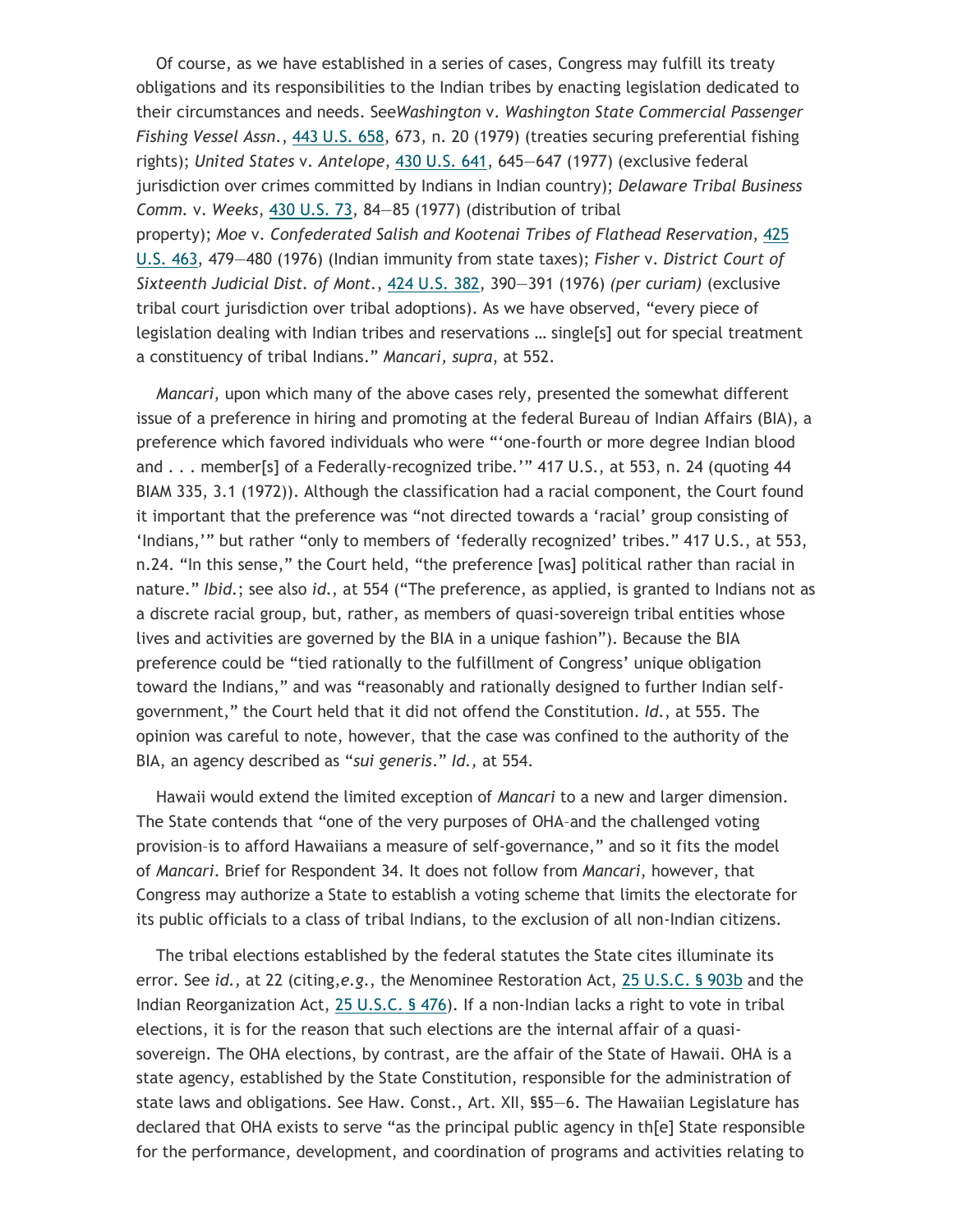Of course, as we have established in a series of cases, Congress may fulfill its treaty obligations and its responsibilities to the Indian tribes by enacting legislation dedicated to their circumstances and needs. See*Washington* v. *Washington State Commercial Passenger Fishing Vessel Assn.*, 443 U.S. 658, 673, n. 20 (1979) (treaties securing preferential fishing rights); *United States* v. *Antelope*, 430 U.S. 641, 645—647 (1977) (exclusive federal jurisdiction over crimes committed by Indians in Indian country); *Delaware Tribal Business Comm.* v. *Weeks*, 430 U.S. 73, 84—85 (1977) (distribution of tribal property); *Moe* v. *Confederated Salish and Kootenai Tribes of Flathead Reservation*, 425 U.S. 463, 479—480 (1976) (Indian immunity from state taxes); *Fisher* v. *District Court of Sixteenth Judicial Dist. of Mont.*, 424 U.S. 382, 390—391 (1976) *(per curiam)* (exclusive tribal court jurisdiction over tribal adoptions). As we have observed, "every piece of legislation dealing with Indian tribes and reservations … single[s] out for special treatment a constituency of tribal Indians." *Mancari, supra,* at 552.

*Mancari*, upon which many of the above cases rely, presented the somewhat different issue of a preference in hiring and promoting at the federal Bureau of Indian Affairs (BIA), a preference which favored individuals who were "'one-fourth or more degree Indian blood and . . . member[s] of a Federally-recognized tribe.'" 417 U.S., at 553, n. 24 (quoting 44 BIAM 335, 3.1 (1972)). Although the classification had a racial component, the Court found it important that the preference was "not directed towards a 'racial' group consisting of 'Indians,'" but rather "only to members of 'federally recognized' tribes." 417 U.S., at 553, n.24. "In this sense," the Court held, "the preference [was] political rather than racial in nature." *Ibid.*; see also *id.*, at 554 ("The preference, as applied, is granted to Indians not as a discrete racial group, but, rather, as members of quasi-sovereign tribal entities whose lives and activities are governed by the BIA in a unique fashion"). Because the BIA preference could be "tied rationally to the fulfillment of Congress' unique obligation toward the Indians," and was "reasonably and rationally designed to further Indian self-government," the Court held that it did not offend the Constitution. *Id.*, at 555. The opinion was careful to note, however, that the case was confined to the authority of the BIA, an agency described as "*sui generis*." *Id.,* at 554.

Hawaii would extend the limited exception of *Mancari* to a new and larger dimension. The State contends that "one of the very purposes of OHA–and the challenged voting provision–is to afford Hawaiians a measure of self-governance," and so it fits the model of *Mancari*. Brief for Respondent 34. It does not follow from *Mancari*, however, that Congress may authorize a State to establish a voting scheme that limits the electorate for its public officials to a class of tribal Indians, to the exclusion of all non-Indian citizens.

The tribal elections established by the federal statutes the State cites illuminate its error. See *id.,* at 22 (citing,*e.g.*, the Menominee Restoration Act, 25 U.S.C. § 903b and the Indian Reorganization Act, 25 U.S.C. § 476). If a non-Indian lacks a right to vote in tribal elections, it is for the reason that such elections are the internal affair of a quasi-sovereign. The OHA elections, by contrast, are the affair of the State of Hawaii. OHA is a state agency, established by the State Constitution, responsible for the administration of state laws and obligations. See Haw. Const., Art. XII, §§5—6. The Hawaiian Legislature has declared that OHA exists to serve "as the principal public agency in th[e] State responsible for the performance, development, and coordination of programs and activities relating to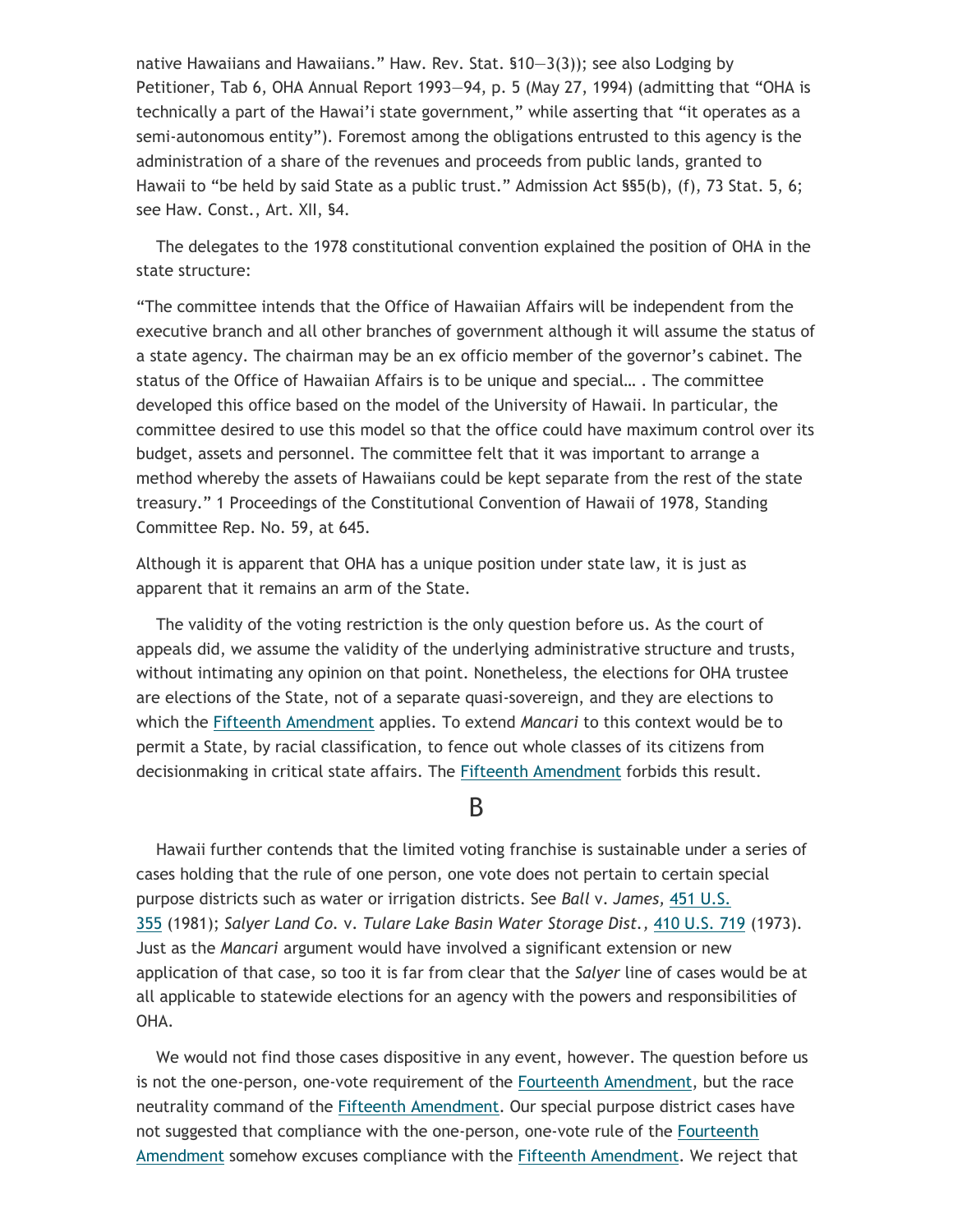native Hawaiians and Hawaiians." Haw. Rev. Stat. §10—3(3)); see also Lodging by Petitioner, Tab 6, OHA Annual Report 1993—94, p. 5 (May 27, 1994) (admitting that "OHA is technically a part of the Hawai'i state government," while asserting that "it operates as a semi-autonomous entity"). Foremost among the obligations entrusted to this agency is the administration of a share of the revenues and proceeds from public lands, granted to Hawaii to "be held by said State as a public trust." Admission Act §§5(b), (f), 73 Stat. 5, 6; see Haw. Const., Art. XII, §4.

The delegates to the 1978 constitutional convention explained the position of OHA in the state structure:

"The committee intends that the Office of Hawaiian Affairs will be independent from the executive branch and all other branches of government although it will assume the status of a state agency. The chairman may be an ex officio member of the governor's cabinet. The status of the Office of Hawaiian Affairs is to be unique and special… . The committee developed this office based on the model of the University of Hawaii. In particular, the committee desired to use this model so that the office could have maximum control over its budget, assets and personnel. The committee felt that it was important to arrange a method whereby the assets of Hawaiians could be kept separate from the rest of the state treasury." 1 Proceedings of the Constitutional Convention of Hawaii of 1978, Standing Committee Rep. No. 59, at 645.

Although it is apparent that OHA has a unique position under state law, it is just as apparent that it remains an arm of the State.

The validity of the voting restriction is the only question before us. As the court of appeals did, we assume the validity of the underlying administrative structure and trusts, without intimating any opinion on that point. Nonetheless, the elections for OHA trustee are elections of the State, not of a separate quasi-sovereign, and they are elections to which the Fifteenth Amendment applies. To extend *Mancari* to this context would be to permit a State, by racial classification, to fence out whole classes of its citizens from decisionmaking in critical state affairs. The Fifteenth Amendment forbids this result.

## B

Hawaii further contends that the limited voting franchise is sustainable under a series of cases holding that the rule of one person, one vote does not pertain to certain special purpose districts such as water or irrigation districts. See *Ball* v. *James,* 451 U.S. 355 (1981); *Salyer Land Co.* v. *Tulare Lake Basin Water Storage Dist.,* 410 U.S. 719 (1973). Just as the *Mancari* argument would have involved a significant extension or new application of that case, so too it is far from clear that the *Salyer* line of cases would be at all applicable to statewide elections for an agency with the powers and responsibilities of OHA.

We would not find those cases dispositive in any event, however. The question before us is not the one-person, one-vote requirement of the Fourteenth Amendment, but the race neutrality command of the Fifteenth Amendment. Our special purpose district cases have not suggested that compliance with the one-person, one-vote rule of the Fourteenth Amendment somehow excuses compliance with the Fifteenth Amendment. We reject that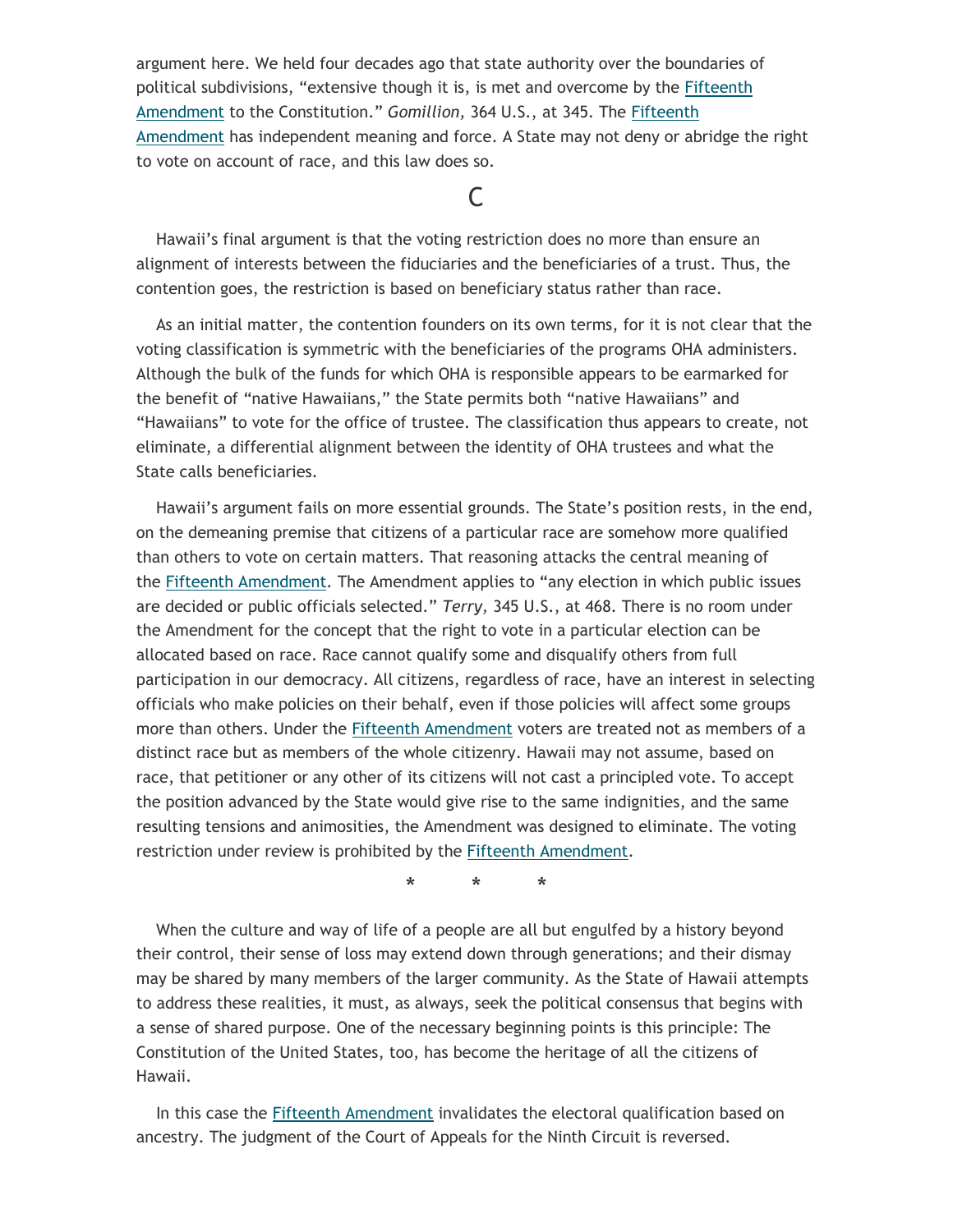argument here. We held four decades ago that state authority over the boundaries of political subdivisions, "extensive though it is, is met and overcome by the Fifteenth Amendment to the Constitution." *Gomillion,* 364 U.S., at 345. The Fifteenth Amendment has independent meaning and force. A State may not deny or abridge the right to vote on account of race, and this law does so.

## C

Hawaii's final argument is that the voting restriction does no more than ensure an alignment of interests between the fiduciaries and the beneficiaries of a trust. Thus, the contention goes, the restriction is based on beneficiary status rather than race.

As an initial matter, the contention founders on its own terms, for it is not clear that the voting classification is symmetric with the beneficiaries of the programs OHA administers. Although the bulk of the funds for which OHA is responsible appears to be earmarked for the benefit of "native Hawaiians," the State permits both "native Hawaiians" and "Hawaiians" to vote for the office of trustee. The classification thus appears to create, not eliminate, a differential alignment between the identity of OHA trustees and what the State calls beneficiaries.

Hawaii's argument fails on more essential grounds. The State's position rests, in the end, on the demeaning premise that citizens of a particular race are somehow more qualified than others to vote on certain matters. That reasoning attacks the central meaning of the Fifteenth Amendment. The Amendment applies to "any election in which public issues are decided or public officials selected." *Terry,* 345 U.S., at 468. There is no room under the Amendment for the concept that the right to vote in a particular election can be allocated based on race. Race cannot qualify some and disqualify others from full participation in our democracy. All citizens, regardless of race, have an interest in selecting officials who make policies on their behalf, even if those policies will affect some groups more than others. Under the Fifteenth Amendment voters are treated not as members of a distinct race but as members of the whole citizenry. Hawaii may not assume, based on race, that petitioner or any other of its citizens will not cast a principled vote. To accept the position advanced by the State would give rise to the same indignities, and the same resulting tensions and animosities, the Amendment was designed to eliminate. The voting restriction under review is prohibited by the Fifteenth Amendment.

\* \* \*

When the culture and way of life of a people are all but engulfed by a history beyond their control, their sense of loss may extend down through generations; and their dismay may be shared by many members of the larger community. As the State of Hawaii attempts to address these realities, it must, as always, seek the political consensus that begins with a sense of shared purpose. One of the necessary beginning points is this principle: The Constitution of the United States, too, has become the heritage of all the citizens of Hawaii.

In this case the Fifteenth Amendment invalidates the electoral qualification based on ancestry. The judgment of the Court of Appeals for the Ninth Circuit is reversed.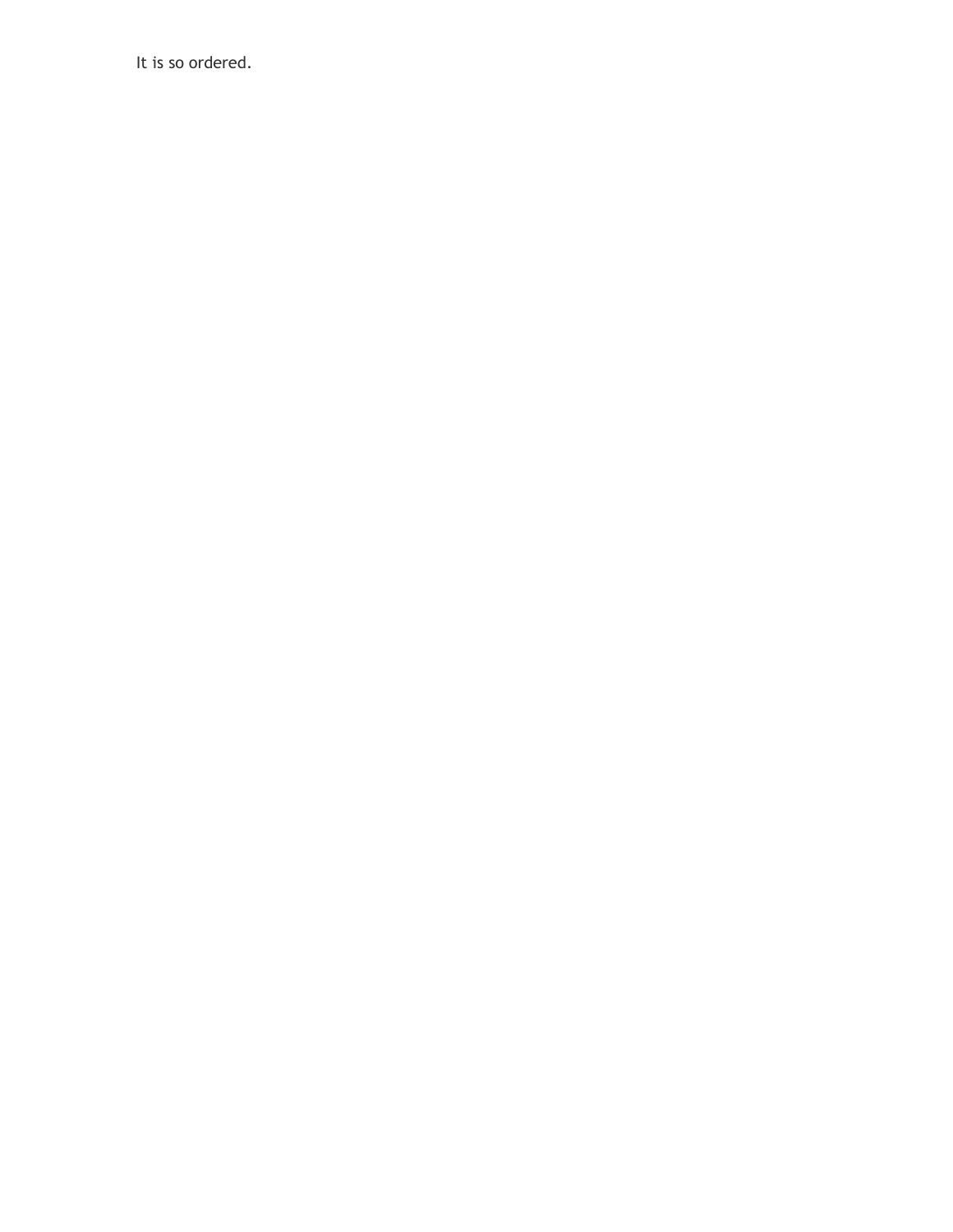It is so ordered.